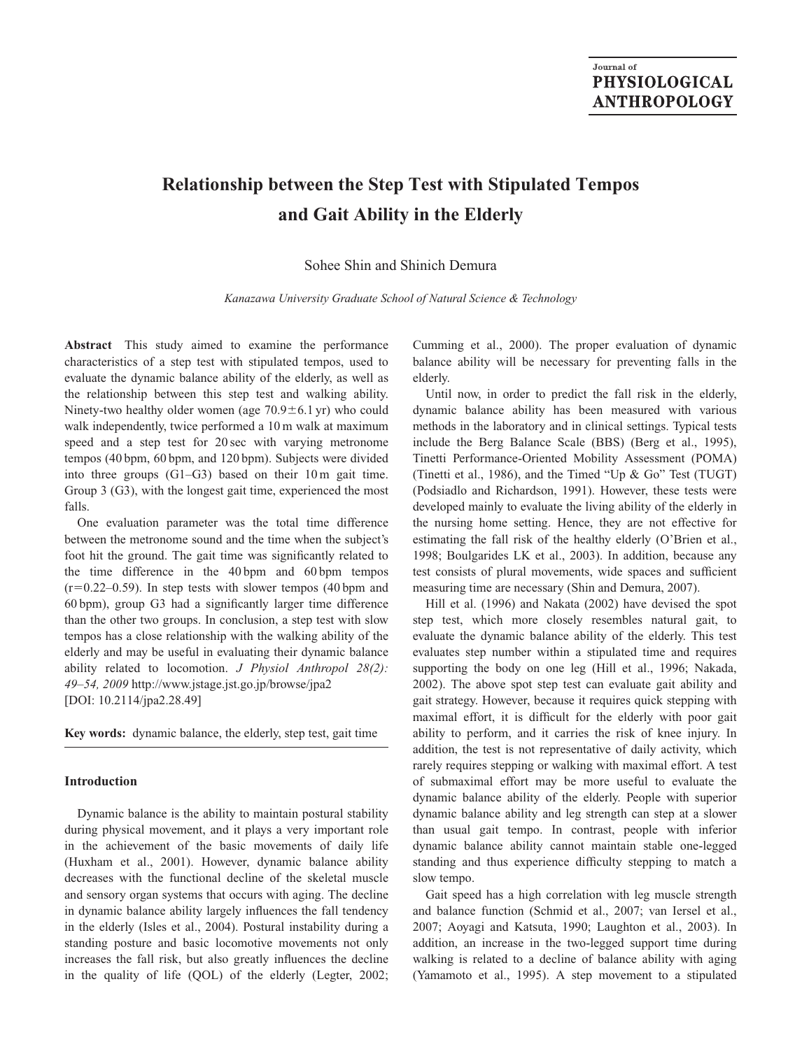Journal of
**PHYSIOLOGICAL ANTHROPOLOGY**

# Relationship between the Step Test with Stipulated Tempos and Gait Ability in the Elderly

Sohee Shin and Shinich Demura

*Kanazawa University Graduate School of Natural Science & Technology*

**Abstract** This study aimed to examine the performance characteristics of a step test with stipulated tempos, used to evaluate the dynamic balance ability of the elderly, as well as the relationship between this step test and walking ability. Ninety-two healthy older women (age 70.9±6.1 yr) who could walk independently, twice performed a 10 m walk at maximum speed and a step test for 20 sec with varying metronome tempos (40 bpm, 60 bpm, and 120 bpm). Subjects were divided into three groups (G1–G3) based on their 10 m gait time. Group 3 (G3), with the longest gait time, experienced the most falls.

One evaluation parameter was the total time difference between the metronome sound and the time when the subject's foot hit the ground. The gait time was significantly related to the time difference in the 40 bpm and 60 bpm tempos ($r=0.22$–$0.59$). In step tests with slower tempos (40 bpm and 60 bpm), group G3 had a significantly larger time difference than the other two groups. In conclusion, a step test with slow tempos has a close relationship with the walking ability of the elderly and may be useful in evaluating their dynamic balance ability related to locomotion. *J Physiol Anthropol 28(2): 49–54, 2009* http://www.jstage.jst.go.jp/browse/jpa2
[DOI: 10.2114/jpa2.28.49]

**Key words:** dynamic balance, the elderly, step test, gait time

## Introduction

Dynamic balance is the ability to maintain postural stability during physical movement, and it plays a very important role in the achievement of the basic movements of daily life (Huxham et al., 2001). However, dynamic balance ability decreases with the functional decline of the skeletal muscle and sensory organ systems that occurs with aging. The decline in dynamic balance ability largely influences the fall tendency in the elderly (Isles et al., 2004). Postural instability during a standing posture and basic locomotive movements not only increases the fall risk, but also greatly influences the decline in the quality of life (QOL) of the elderly (Legter, 2002; Cumming et al., 2000). The proper evaluation of dynamic balance ability will be necessary for preventing falls in the elderly.

Until now, in order to predict the fall risk in the elderly, dynamic balance ability has been measured with various methods in the laboratory and in clinical settings. Typical tests include the Berg Balance Scale (BBS) (Berg et al., 1995), Tinetti Performance-Oriented Mobility Assessment (POMA) (Tinetti et al., 1986), and the Timed "Up & Go" Test (TUGT) (Podsiadlo and Richardson, 1991). However, these tests were developed mainly to evaluate the living ability of the elderly in the nursing home setting. Hence, they are not effective for estimating the fall risk of the healthy elderly (O'Brien et al., 1998; Boulgarides LK et al., 2003). In addition, because any test consists of plural movements, wide spaces and sufficient measuring time are necessary (Shin and Demura, 2007).

Hill et al. (1996) and Nakata (2002) have devised the spot step test, which more closely resembles natural gait, to evaluate the dynamic balance ability of the elderly. This test evaluates step number within a stipulated time and requires supporting the body on one leg (Hill et al., 1996; Nakada, 2002). The above spot step test can evaluate gait ability and gait strategy. However, because it requires quick stepping with maximal effort, it is difficult for the elderly with poor gait ability to perform, and it carries the risk of knee injury. In addition, the test is not representative of daily activity, which rarely requires stepping or walking with maximal effort. A test of submaximal effort may be more useful to evaluate the dynamic balance ability of the elderly. People with superior dynamic balance ability and leg strength can step at a slower than usual gait tempo. In contrast, people with inferior dynamic balance ability cannot maintain stable one-legged standing and thus experience difficulty stepping to match a slow tempo.

Gait speed has a high correlation with leg muscle strength and balance function (Schmid et al., 2007; van Iersel et al., 2007; Aoyagi and Katsuta, 1990; Laughton et al., 2003). In addition, an increase in the two-legged support time during walking is related to a decline of balance ability with aging (Yamamoto et al., 1995). A step movement to a stipulated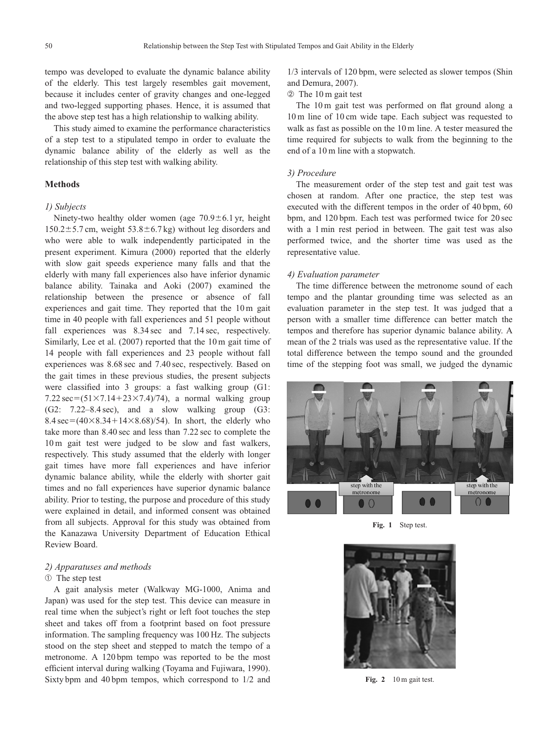tempo was developed to evaluate the dynamic balance ability of the elderly. This test largely resembles gait movement, because it includes center of gravity changes and one-legged and two-legged supporting phases. Hence, it is assumed that the above step test has a high relationship to walking ability.

This study aimed to examine the performance characteristics of a step test to a stipulated tempo in order to evaluate the dynamic balance ability of the elderly as well as the relationship of this step test with walking ability.

## Methods

### *1) Subjects*

Ninety-two healthy older women (age 70.9±6.1 yr, height 150.2±5.7 cm, weight 53.8±6.7 kg) without leg disorders and who were able to walk independently participated in the present experiment. Kimura (2000) reported that the elderly with slow gait speeds experience many falls and that the elderly with many fall experiences also have inferior dynamic balance ability. Tainaka and Aoki (2007) examined the relationship between the presence or absence of fall experiences and gait time. They reported that the 10 m gait time in 40 people with fall experiences and 51 people without fall experiences was 8.34 sec and 7.14 sec, respectively. Similarly, Lee et al. (2007) reported that the 10 m gait time of 14 people with fall experiences and 23 people without fall experiences was 8.68 sec and 7.40 sec, respectively. Based on the gait times in these previous studies, the present subjects were classified into 3 groups: a fast walking group (G1: 7.22 sec=(51×7.14+23×7.4)/74), a normal walking group (G2: 7.22–8.4 sec), and a slow walking group (G3: 8.4 sec=(40×8.34+14×8.68)/54). In short, the elderly who take more than 8.40 sec and less than 7.22 sec to complete the 10 m gait test were judged to be slow and fast walkers, respectively. This study assumed that the elderly with longer gait times have more fall experiences and have inferior dynamic balance ability, while the elderly with shorter gait times and no fall experiences have superior dynamic balance ability. Prior to testing, the purpose and procedure of this study were explained in detail, and informed consent was obtained from all subjects. Approval for this study was obtained from the Kanazawa University Department of Education Ethical Review Board.

### *2) Apparatuses and methods*

① The step test

A gait analysis meter (Walkway MG-1000, Anima and Japan) was used for the step test. This device can measure in real time when the subject's right or left foot touches the step sheet and takes off from a footprint based on foot pressure information. The sampling frequency was 100 Hz. The subjects stood on the step sheet and stepped to match the tempo of a metronome. A 120 bpm tempo was reported to be the most efficient interval during walking (Toyama and Fujiwara, 1990). Sixty bpm and 40 bpm tempos, which correspond to 1/2 and 1/3 intervals of 120 bpm, were selected as slower tempos (Shin and Demura, 2007).

② The 10 m gait test

The 10 m gait test was performed on flat ground along a 10 m line of 10 cm wide tape. Each subject was requested to walk as fast as possible on the 10 m line. A tester measured the time required for subjects to walk from the beginning to the end of a 10 m line with a stopwatch.

### *3) Procedure*

The measurement order of the step test and gait test was chosen at random. After one practice, the step test was executed with the different tempos in the order of 40 bpm, 60 bpm, and 120 bpm. Each test was performed twice for 20 sec with a 1 min rest period in between. The gait test was also performed twice, and the shorter time was used as the representative value.

### *4) Evaluation parameter*

The time difference between the metronome sound of each tempo and the plantar grounding time was selected as an evaluation parameter in the step test. It was judged that a person with a smaller time difference can better match the tempos and therefore has superior dynamic balance ability. A mean of the 2 trials was used as the representative value. If the total difference between the tempo sound and the grounded time of the stepping foot was small, we judged the dynamic

**Fig. 1** Step test.

**Fig. 2** 10 m gait test.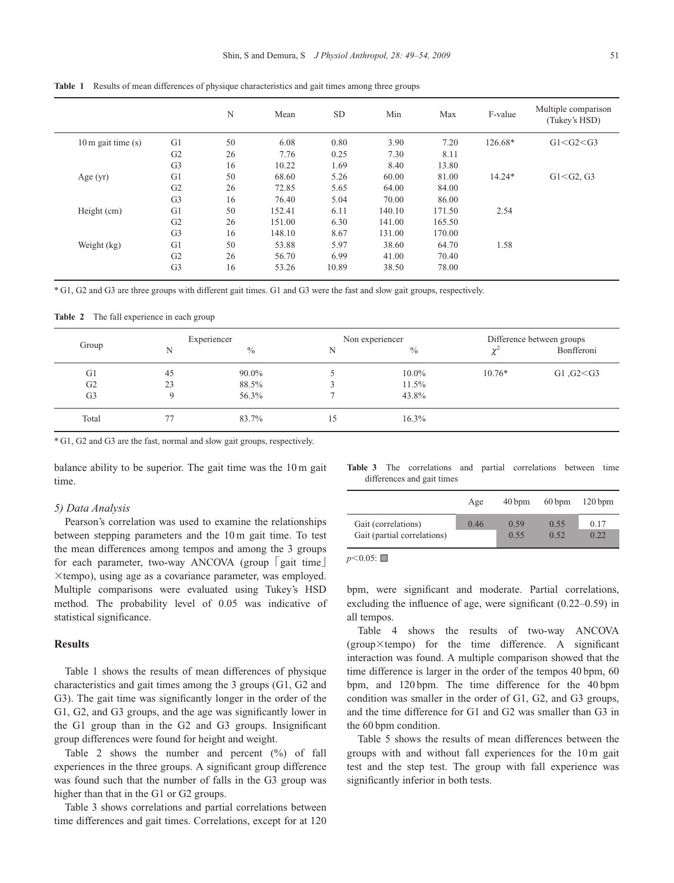**Table 1** Results of mean differences of physique characteristics and gait times among three groups

| | | N | Mean | SD | Min | Max | F-value | Multiple comparison (Tukey's HSD) |
|---|---|---|---|---|---|---|---|---|
| 10 m gait time (s) | G1 | 50 | 6.08 | 0.80 | 3.90 | 7.20 | 126.68* | G1<G2<G3 |
| | G2 | 26 | 7.76 | 0.25 | 7.30 | 8.11 | | |
| | G3 | 16 | 10.22 | 1.69 | 8.40 | 13.80 | | |
| Age (yr) | G1 | 50 | 68.60 | 5.26 | 60.00 | 81.00 | 14.24* | G1<G2, G3 |
| | G2 | 26 | 72.85 | 5.65 | 64.00 | 84.00 | | |
| | G3 | 16 | 76.40 | 5.04 | 70.00 | 86.00 | | |
| Height (cm) | G1 | 50 | 152.41 | 6.11 | 140.10 | 171.50 | 2.54 | |
| | G2 | 26 | 151.00 | 6.30 | 141.00 | 165.50 | | |
| | G3 | 16 | 148.10 | 8.67 | 131.00 | 170.00 | | |
| Weight (kg) | G1 | 50 | 53.88 | 5.97 | 38.60 | 64.70 | 1.58 | |
| | G2 | 26 | 56.70 | 6.99 | 41.00 | 70.40 | | |
| | G3 | 16 | 53.26 | 10.89 | 38.50 | 78.00 | | |

\* G1, G2 and G3 are three groups with different gait times. G1 and G3 were the fast and slow gait groups, respectively.

**Table 2** The fall experience in each group

| Group | Experiencer | | Non experiencer | | Difference between groups | |
|---|---|---|---|---|---|---|
| | N | % | N | % | $\chi^2$ | Bonfferoni |
| G1 | 45 | 90.0% | 5 | 10.0% | 10.76* | G1 ,G2<G3 |
| G2 | 23 | 88.5% | 3 | 11.5% | | |
| G3 | 9 | 56.3% | 7 | 43.8% | | |
| Total | 77 | 83.7% | 15 | 16.3% | | |

\* G1, G2 and G3 are the fast, normal and slow gait groups, respectively.

balance ability to be superior. The gait time was the 10 m gait time.

### 5) Data Analysis

Pearson's correlation was used to examine the relationships between stepping parameters and the 10 m gait time. To test the mean differences among tempos and among the 3 groups for each parameter, two-way ANCOVA (group「gait time」×tempo), using age as a covariance parameter, was employed. Multiple comparisons were evaluated using Tukey's HSD method. The probability level of 0.05 was indicative of statistical significance.

## Results

Table 1 shows the results of mean differences of physique characteristics and gait times among the 3 groups (G1, G2 and G3). The gait time was significantly longer in the order of the G1, G2, and G3 groups, and the age was significantly lower in the G1 group than in the G2 and G3 groups. Insignificant group differences were found for height and weight.

Table 2 shows the number and percent (%) of fall experiences in the three groups. A significant group difference was found such that the number of falls in the G3 group was higher than that in the G1 or G2 groups.

Table 3 shows correlations and partial correlations between time differences and gait times. Correlations, except for at 120 bpm, were significant and moderate. Partial correlations, excluding the influence of age, were significant (0.22–0.59) in all tempos.

**Table 3** The correlations and partial correlations between time differences and gait times

| | Age | 40 bpm | 60 bpm | 120 bpm |
|---|---|---|---|---|
| Gait (correlations) | 0.46 | 0.59 | 0.55 | 0.17 |
| Gait (partial correlations) | | 0.55 | 0.52 | 0.22 |

$p<0.05$: ■

Table 4 shows the results of two-way ANCOVA (group×tempo) for the time difference. A significant interaction was found. A multiple comparison showed that the time difference is larger in the order of the tempos 40 bpm, 60 bpm, and 120 bpm. The time difference for the 40 bpm condition was smaller in the order of G1, G2, and G3 groups, and the time difference for G1 and G2 was smaller than G3 in the 60 bpm condition.

Table 5 shows the results of mean differences between the groups with and without fall experiences for the 10 m gait test and the step test. The group with fall experience was significantly inferior in both tests.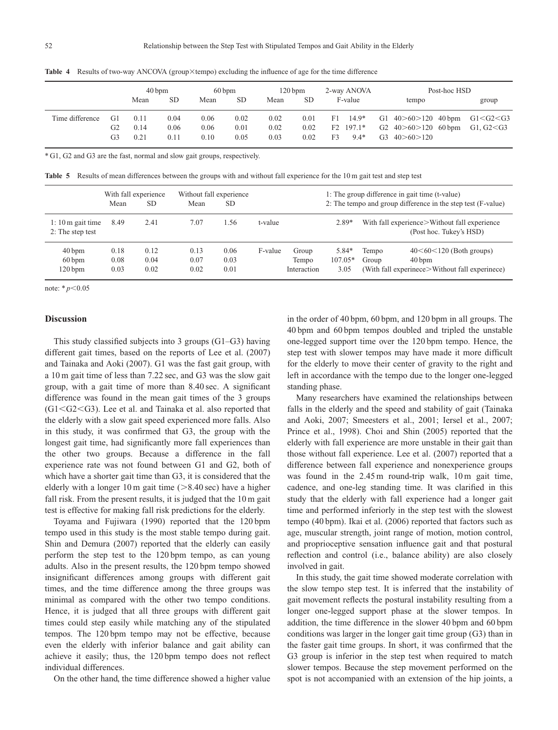**Table 4** Results of two-way ANCOVA (group×tempo) excluding the influence of age for the time difference

| | | 40 bpm | | 60 bpm | | 120 bpm | | 2-way ANOVA | Post-hoc HSD | | |
|---|---|---|---|---|---|---|---|---|---|---|---|
| | | Mean | SD | Mean | SD | Mean | SD | F-value | tempo | | group |
| Time difference | G1 | 0.11 | 0.04 | 0.06 | 0.02 | 0.02 | 0.01 | F1 14.9* | G1 40>60>120 | 40 bpm | G1<G2<G3 |
| | G2 | 0.14 | 0.06 | 0.06 | 0.01 | 0.02 | 0.02 | F2 197.1* | G2 40>60>120 | 60 bpm | G1, G2<G3 |
| | G3 | 0.21 | 0.11 | 0.10 | 0.05 | 0.03 | 0.02 | F3 9.4* | G3 40>60>120 | | |

\* G1, G2 and G3 are the fast, normal and slow gait groups, respectively.

**Table 5** Results of mean differences between the groups with and without fall experience for the 10 m gait test and step test

| | With fall experience | | Without fall experience | | 1: The group difference in gait time (t-value) 2: The tempo and group difference in the step test (F-value) | | | | |
|---|---|---|---|---|---|---|---|---|---|
| | Mean | SD | Mean | SD | | | | | |
| 1: 10 m gait time<br>2: The step test | 8.49 | 2.41 | 7.07 | 1.56 | t-value | | 2.89* | With fall experience>Without fall experience (Post hoc. Tukey's HSD) | |
| 40 bpm<br>60 bpm<br>120 bpm | 0.18<br>0.08<br>0.03 | 0.12<br>0.04<br>0.02 | 0.13<br>0.07<br>0.02 | 0.06<br>0.03<br>0.01 | F-value | Group<br>Tempo<br>Interaction | 5.84*<br>107.05*<br>3.05 | Tempo<br>Group<br>(With fall experinece>Without fall experinece) | 40<60<120 (Both groups)<br>40 bpm |

note: * $p<0.05$

## Discussion

This study classified subjects into 3 groups (G1–G3) having different gait times, based on the reports of Lee et al. (2007) and Tainaka and Aoki (2007). G1 was the fast gait group, with a 10 m gait time of less than 7.22 sec, and G3 was the slow gait group, with a gait time of more than 8.40 sec. A significant difference was found in the mean gait times of the 3 groups (G1<G2<G3). Lee et al. and Tainaka et al. also reported that the elderly with a slow gait speed experienced more falls. Also in this study, it was confirmed that G3, the group with the longest gait time, had significantly more fall experiences than the other two groups. Because a difference in the fall experience rate was not found between G1 and G2, both of which have a shorter gait time than G3, it is considered that the elderly with a longer 10 m gait time (>8.40 sec) have a higher fall risk. From the present results, it is judged that the 10 m gait test is effective for making fall risk predictions for the elderly.

Toyama and Fujiwara (1990) reported that the 120 bpm tempo used in this study is the most stable tempo during gait. Shin and Demura (2007) reported that the elderly can easily perform the step test to the 120 bpm tempo, as can young adults. Also in the present results, the 120 bpm tempo showed insignificant differences among groups with different gait times, and the time difference among the three groups was minimal as compared with the other two tempo conditions. Hence, it is judged that all three groups with different gait times could step easily while matching any of the stipulated tempos. The 120 bpm tempo may not be effective, because even the elderly with inferior balance and gait ability can achieve it easily; thus, the 120 bpm tempo does not reflect individual differences.

On the other hand, the time difference showed a higher value in the order of 40 bpm, 60 bpm, and 120 bpm in all groups. The 40 bpm and 60 bpm tempos doubled and tripled the unstable one-legged support time over the 120 bpm tempo. Hence, the step test with slower tempos may have made it more difficult for the elderly to move their center of gravity to the right and left in accordance with the tempo due to the longer one-legged standing phase.

Many researchers have examined the relationships between falls in the elderly and the speed and stability of gait (Tainaka and Aoki, 2007; Smeesters et al., 2001; Iersel et al., 2007; Prince et al., 1998). Choi and Shin (2005) reported that the elderly with fall experience are more unstable in their gait than those without fall experience. Lee et al. (2007) reported that a difference between fall experience and nonexperience groups was found in the 2.45 m round-trip walk, 10 m gait time, cadence, and one-leg standing time. It was clarified in this study that the elderly with fall experience had a longer gait time and performed inferiorly in the step test with the slowest tempo (40 bpm). Ikai et al. (2006) reported that factors such as age, muscular strength, joint range of motion, motion control, and proprioceptive sensation influence gait and that postural reflection and control (i.e., balance ability) are also closely involved in gait.

In this study, the gait time showed moderate correlation with the slow tempo step test. It is inferred that the instability of gait movement reflects the postural instability resulting from a longer one-legged support phase at the slower tempos. In addition, the time difference in the slower 40 bpm and 60 bpm conditions was larger in the longer gait time group (G3) than in the faster gait time groups. In short, it was confirmed that the G3 group is inferior in the step test when required to match slower tempos. Because the step movement performed on the spot is not accompanied with an extension of the hip joints, a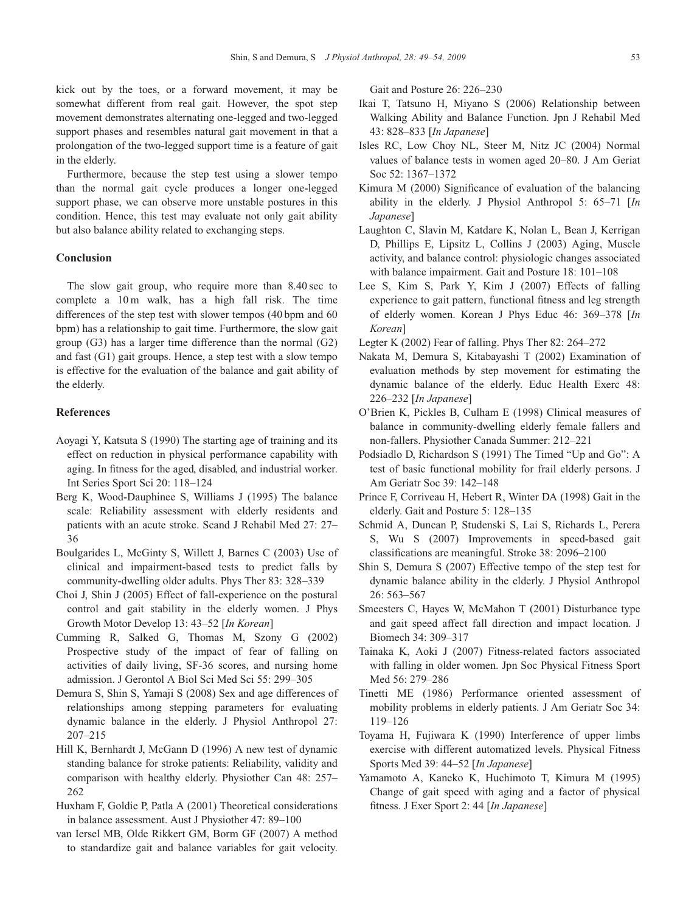kick out by the toes, or a forward movement, it may be somewhat different from real gait. However, the spot step movement demonstrates alternating one-legged and two-legged support phases and resembles natural gait movement in that a prolongation of the two-legged support time is a feature of gait in the elderly.

Furthermore, because the step test using a slower tempo than the normal gait cycle produces a longer one-legged support phase, we can observe more unstable postures in this condition. Hence, this test may evaluate not only gait ability but also balance ability related to exchanging steps.

## Conclusion

The slow gait group, who require more than 8.40 sec to complete a 10 m walk, has a high fall risk. The time differences of the step test with slower tempos (40 bpm and 60 bpm) has a relationship to gait time. Furthermore, the slow gait group (G3) has a larger time difference than the normal (G2) and fast (G1) gait groups. Hence, a step test with a slow tempo is effective for the evaluation of the balance and gait ability of the elderly.

## References

Aoyagi Y, Katsuta S (1990) The starting age of training and its effect on reduction in physical performance capability with aging. In fitness for the aged, disabled, and industrial worker. Int Series Sport Sci 20: 118–124

Berg K, Wood-Dauphinee S, Williams J (1995) The balance scale: Reliability assessment with elderly residents and patients with an acute stroke. Scand J Rehabil Med 27: 27–36

Boulgarides L, McGinty S, Willett J, Barnes C (2003) Use of clinical and impairment-based tests to predict falls by community-dwelling older adults. Phys Ther 83: 328–339

Choi J, Shin J (2005) Effect of fall-experience on the postural control and gait stability in the elderly women. J Phys Growth Motor Develop 13: 43–52 [*In Korean*]

Cumming R, Salked G, Thomas M, Szony G (2002) Prospective study of the impact of fear of falling on activities of daily living, SF-36 scores, and nursing home admission. J Gerontol A Biol Sci Med Sci 55: 299–305

Demura S, Shin S, Yamaji S (2008) Sex and age differences of relationships among stepping parameters for evaluating dynamic balance in the elderly. J Physiol Anthropol 27: 207–215

Hill K, Bernhardt J, McGann D (1996) A new test of dynamic standing balance for stroke patients: Reliability, validity and comparison with healthy elderly. Physiother Can 48: 257–262

Huxham F, Goldie P, Patla A (2001) Theoretical considerations in balance assessment. Aust J Physiother 47: 89–100

van Iersel MB, Olde Rikkert GM, Borm GF (2007) A method to standardize gait and balance variables for gait velocity. Gait and Posture 26: 226–230

Ikai T, Tatsuno H, Miyano S (2006) Relationship between Walking Ability and Balance Function. Jpn J Rehabil Med 43: 828–833 [*In Japanese*]

Isles RC, Low Choy NL, Steer M, Nitz JC (2004) Normal values of balance tests in women aged 20–80. J Am Geriat Soc 52: 1367–1372

Kimura M (2000) Significance of evaluation of the balancing ability in the elderly. J Physiol Anthropol 5: 65–71 [*In Japanese*]

Laughton C, Slavin M, Katdare K, Nolan L, Bean J, Kerrigan D, Phillips E, Lipsitz L, Collins J (2003) Aging, Muscle activity, and balance control: physiologic changes associated with balance impairment. Gait and Posture 18: 101–108

Lee S, Kim S, Park Y, Kim J (2007) Effects of falling experience to gait pattern, functional fitness and leg strength of elderly women. Korean J Phys Educ 46: 369–378 [*In Korean*]

Legter K (2002) Fear of falling. Phys Ther 82: 264–272

Nakata M, Demura S, Kitabayashi T (2002) Examination of evaluation methods by step movement for estimating the dynamic balance of the elderly. Educ Health Exerc 48: 226–232 [*In Japanese*]

O'Brien K, Pickles B, Culham E (1998) Clinical measures of balance in community-dwelling elderly female fallers and non-fallers. Physiother Canada Summer: 212–221

Podsiadlo D, Richardson S (1991) The Timed "Up and Go": A test of basic functional mobility for frail elderly persons. J Am Geriatr Soc 39: 142–148

Prince F, Corriveau H, Hebert R, Winter DA (1998) Gait in the elderly. Gait and Posture 5: 128–135

Schmid A, Duncan P, Studenski S, Lai S, Richards L, Perera S, Wu S (2007) Improvements in speed-based gait classifications are meaningful. Stroke 38: 2096–2100

Shin S, Demura S (2007) Effective tempo of the step test for dynamic balance ability in the elderly. J Physiol Anthropol 26: 563–567

Smeesters C, Hayes W, McMahon T (2001) Disturbance type and gait speed affect fall direction and impact location. J Biomech 34: 309–317

Tainaka K, Aoki J (2007) Fitness-related factors associated with falling in older women. Jpn Soc Physical Fitness Sport Med 56: 279–286

Tinetti ME (1986) Performance oriented assessment of mobility problems in elderly patients. J Am Geriatr Soc 34: 119–126

Toyama H, Fujiwara K (1990) Interference of upper limbs exercise with different automatized levels. Physical Fitness Sports Med 39: 44–52 [*In Japanese*]

Yamamoto A, Kaneko K, Huchimoto T, Kimura M (1995) Change of gait speed with aging and a factor of physical fitness. J Exer Sport 2: 44 [*In Japanese*]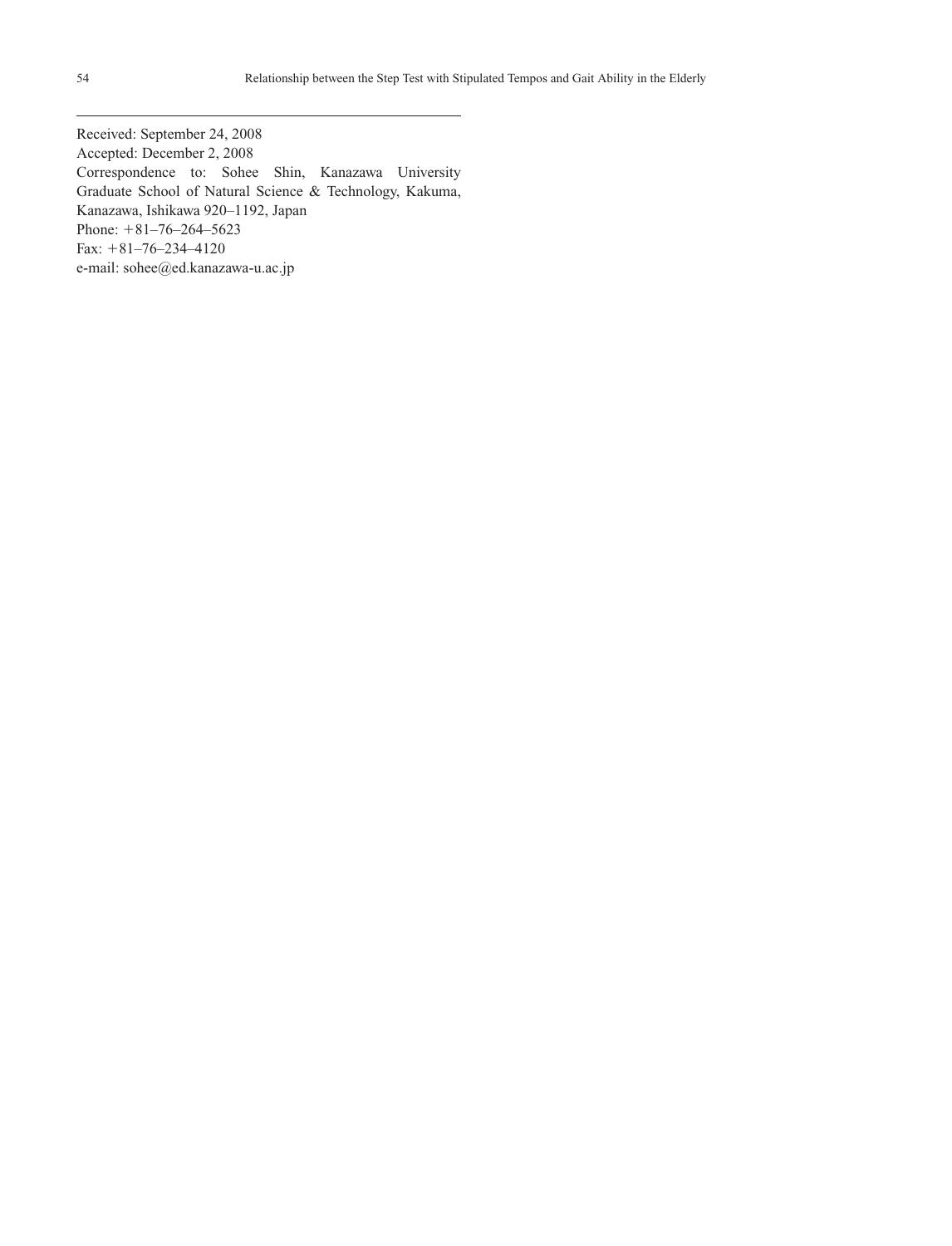Received: September 24, 2008
Accepted: December 2, 2008
Correspondence to: Sohee Shin, Kanazawa University Graduate School of Natural Science & Technology, Kakuma, Kanazawa, Ishikawa 920–1192, Japan
Phone: +81–76–264–5623
Fax: +81–76–234–4120
e-mail: sohee@ed.kanazawa-u.ac.jp